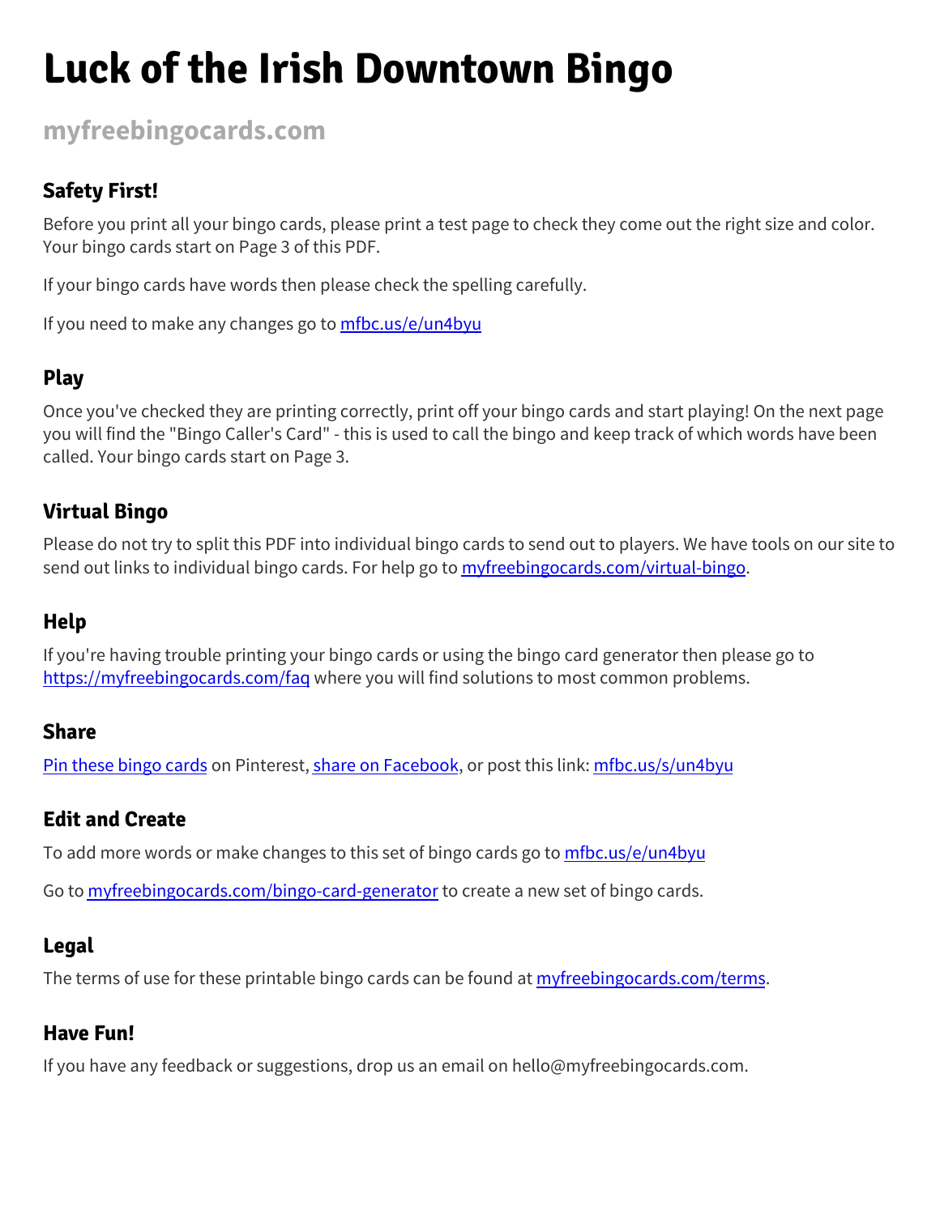# Luck of the Irish Downtown Bingo

**myfreebingocards.com**

### Safety First!

Before you print all your bingo cards, please print a test page to check they come out the right size and color. Your bingo cards start on Page 3 of this PDF.

If your bingo cards have words then please check the spelling carefully.

If you need to make any changes go to mfbc.us/e/un4byu

### Play

Once you've checked they are printing correctly, print off your bingo cards and start playing! On the next page you will find the "Bingo Caller's Card" - this is used to call the bingo and keep track of which words have been called. Your bingo cards start on Page 3.

### Virtual Bingo

Please do not try to split this PDF into individual bingo cards to send out to players. We have tools on our site to send out links to individual bingo cards. For help go to myfreebingocards.com/virtual-bingo.

### Help

If you're having trouble printing your bingo cards or using the bingo card generator then please go to https://myfreebingocards.com/faq where you will find solutions to most common problems.

### Share

Pin these bingo cards on Pinterest, share on Facebook, or post this link: mfbc.us/s/un4byu

### Edit and Create

To add more words or make changes to this set of bingo cards go to mfbc.us/e/un4byu

Go to myfreebingocards.com/bingo-card-generator to create a new set of bingo cards.

### Legal

The terms of use for these printable bingo cards can be found at myfreebingocards.com/terms.

### Have Fun!

If you have any feedback or suggestions, drop us an email on hello@myfreebingocards.com.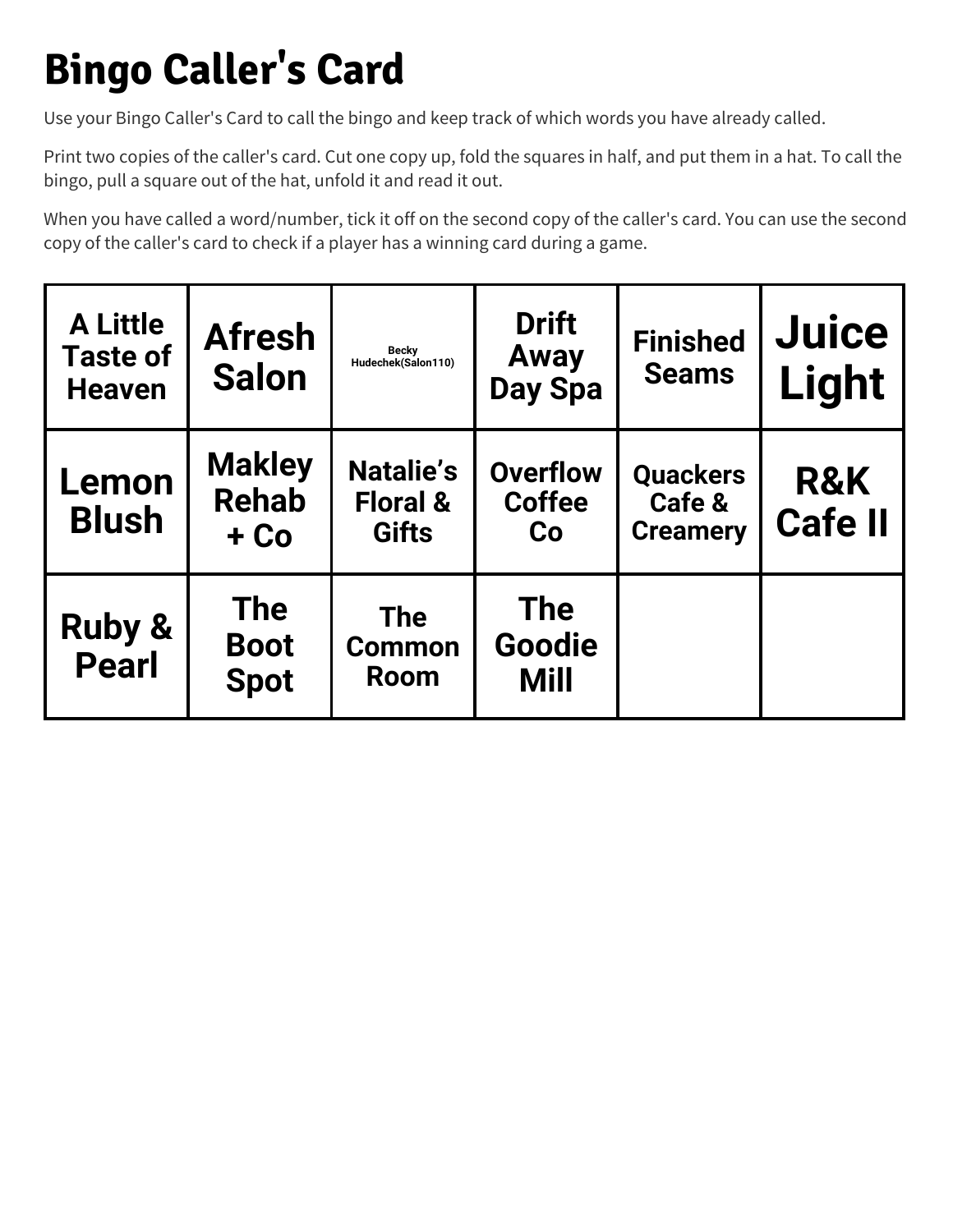# Bingo Caller's Card

Use your Bingo Caller's Card to call the bingo and keep track of which words you have already called.

Print two copies of the caller's card. Cut one copy up, fold the squares in half, and put them in a hat. To call the bingo, pull a square out of the hat, unfold it and read it out.

When you have called a word/number, tick it off on the second copy of the caller's card. You can use the second copy of the caller's card to check if a player has a winning card during a game.

| | | | | | |
|---|---|---|---|---|---|
| A Little Taste of Heaven | Afresh Salon | Becky Hudechek(Salon110) | Drift Away Day Spa | Finished Seams | Juice Light |
| Lemon Blush | Makley Rehab + Co | Natalie’s Floral & Gifts | Overflow Coffee Co | Quackers Cafe & Creamery | R&K Cafe II |
| Ruby & Pearl | The Boot Spot | The Common Room | The Goodie Mill | | |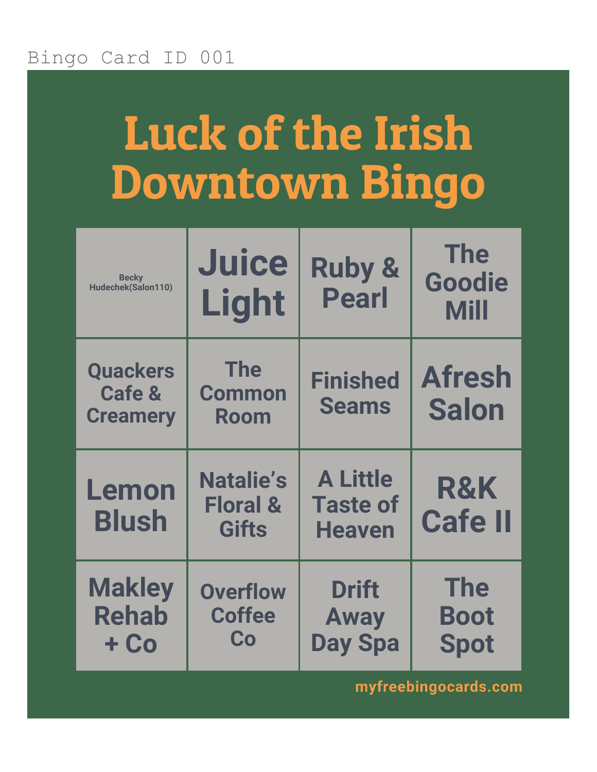Bingo Card ID 001

# Luck of the Irish Downtown Bingo

| | | | |
|---|---|---|---|
| Becky Hudechek(Salon110) | Juice Light | Ruby & Pearl | The Goodie Mill |
| Quackers Cafe & Creamery | The Common Room | Finished Seams | Afresh Salon |
| Lemon Blush | Natalie's Floral & Gifts | A Little Taste of Heaven | R&K Cafe II |
| Makley Rehab + Co | Overflow Coffee Co | Drift Away Day Spa | The Boot Spot |

myfreebingocards.com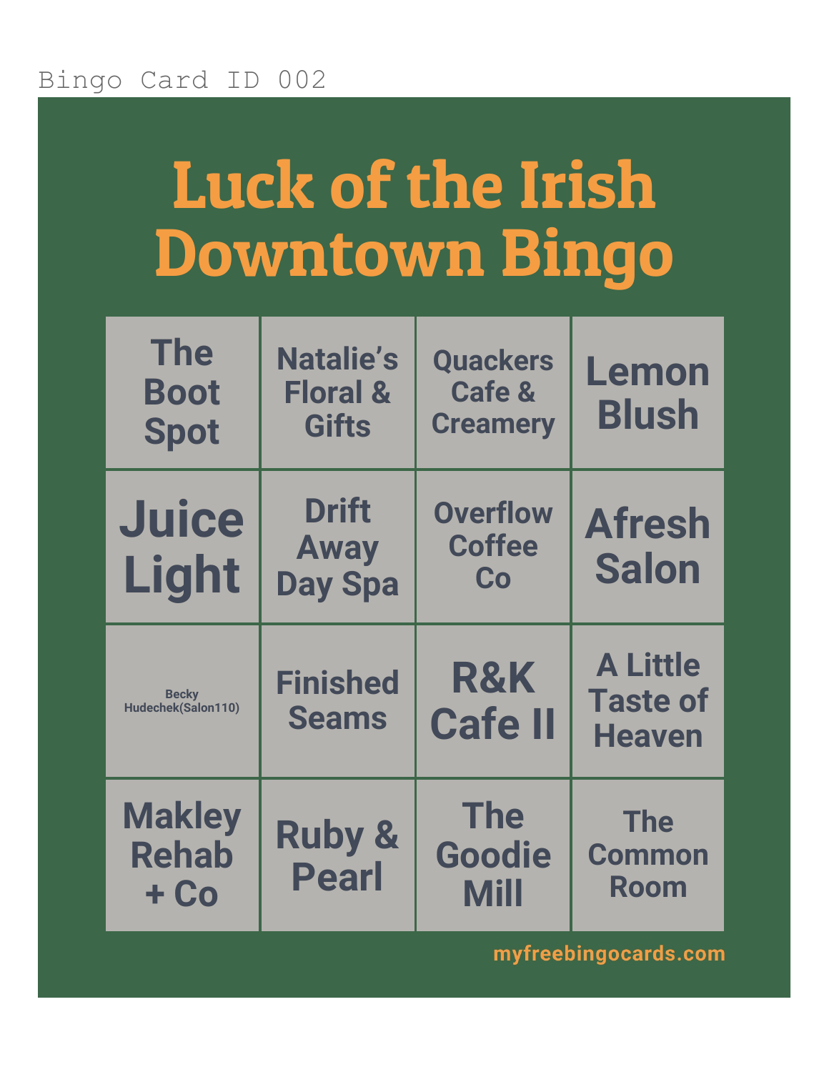Bingo Card ID 002

# Luck of the Irish Downtown Bingo

| | | | |
|---|---|---|---|
| The Boot Spot | Natalie's Floral & Gifts | Quackers Cafe & Creamery | Lemon Blush |
| Juice Light | Drift Away Day Spa | Overflow Coffee Co | Afresh Salon |
| Becky Hudechek(Salon110) | Finished Seams | R&K Cafe II | A Little Taste of Heaven |
| Makley Rehab + Co | Ruby & Pearl | The Goodie Mill | The Common Room |

myfreebingocards.com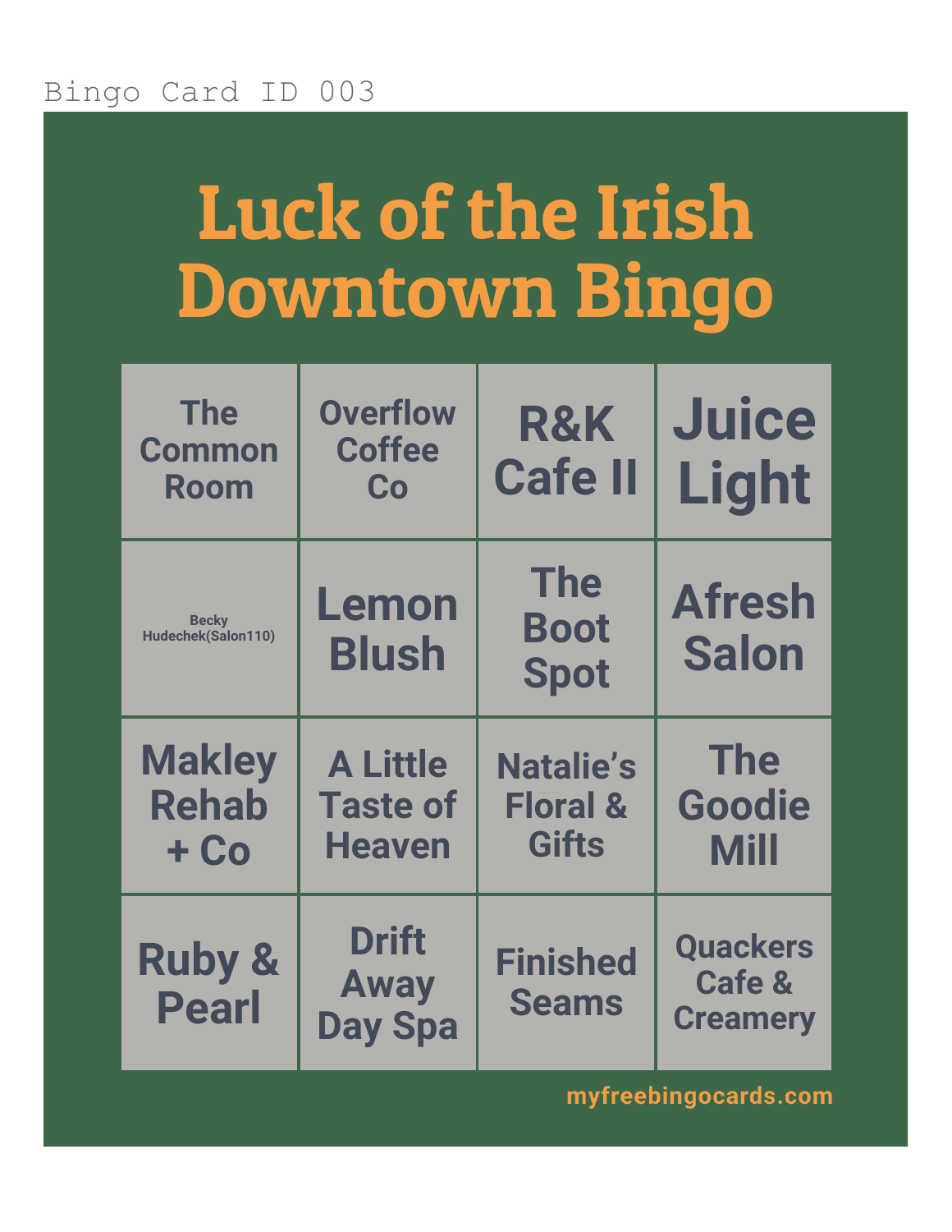Bingo Card ID 003

# Luck of the Irish Downtown Bingo

| | | | |
|---|---|---|---|
| The Common Room | Overflow Coffee Co | R&K Cafe II | Juice Light |
| Becky Hudechek(Salon110) | Lemon Blush | The Boot Spot | Afresh Salon |
| Makley Rehab + Co | A Little Taste of Heaven | Natalie's Floral & Gifts | The Goodie Mill |
| Ruby & Pearl | Drift Away Day Spa | Finished Seams | Quackers Cafe & Creamery |

myfreebingocards.com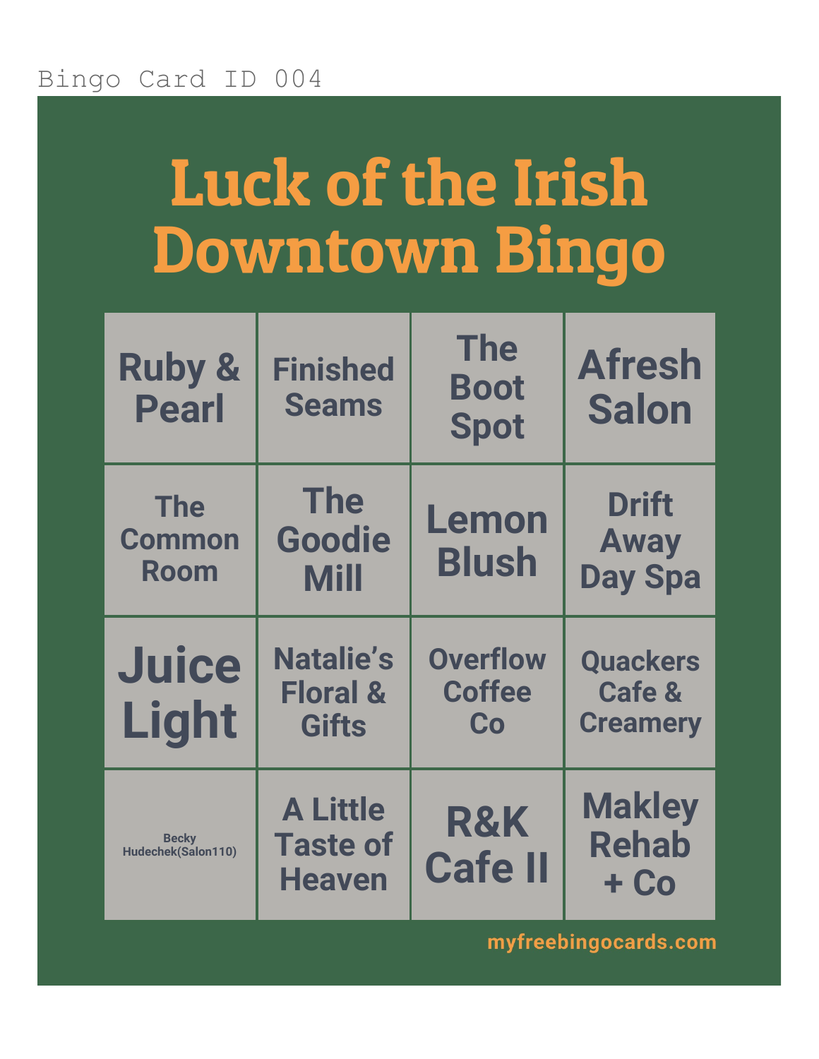Bingo Card ID 004

# Luck of the Irish Downtown Bingo

| | | | |
|---|---|---|---|
| Ruby & Pearl | Finished Seams | The Boot Spot | Afresh Salon |
| The Common Room | The Goodie Mill | Lemon Blush | Drift Away Day Spa |
| Juice Light | Natalie's Floral & Gifts | Overflow Coffee Co | Quackers Cafe & Creamery |
| Becky Hudechek(Salon110) | A Little Taste of Heaven | R&K Cafe II | Makley Rehab + Co |

myfreebingocards.com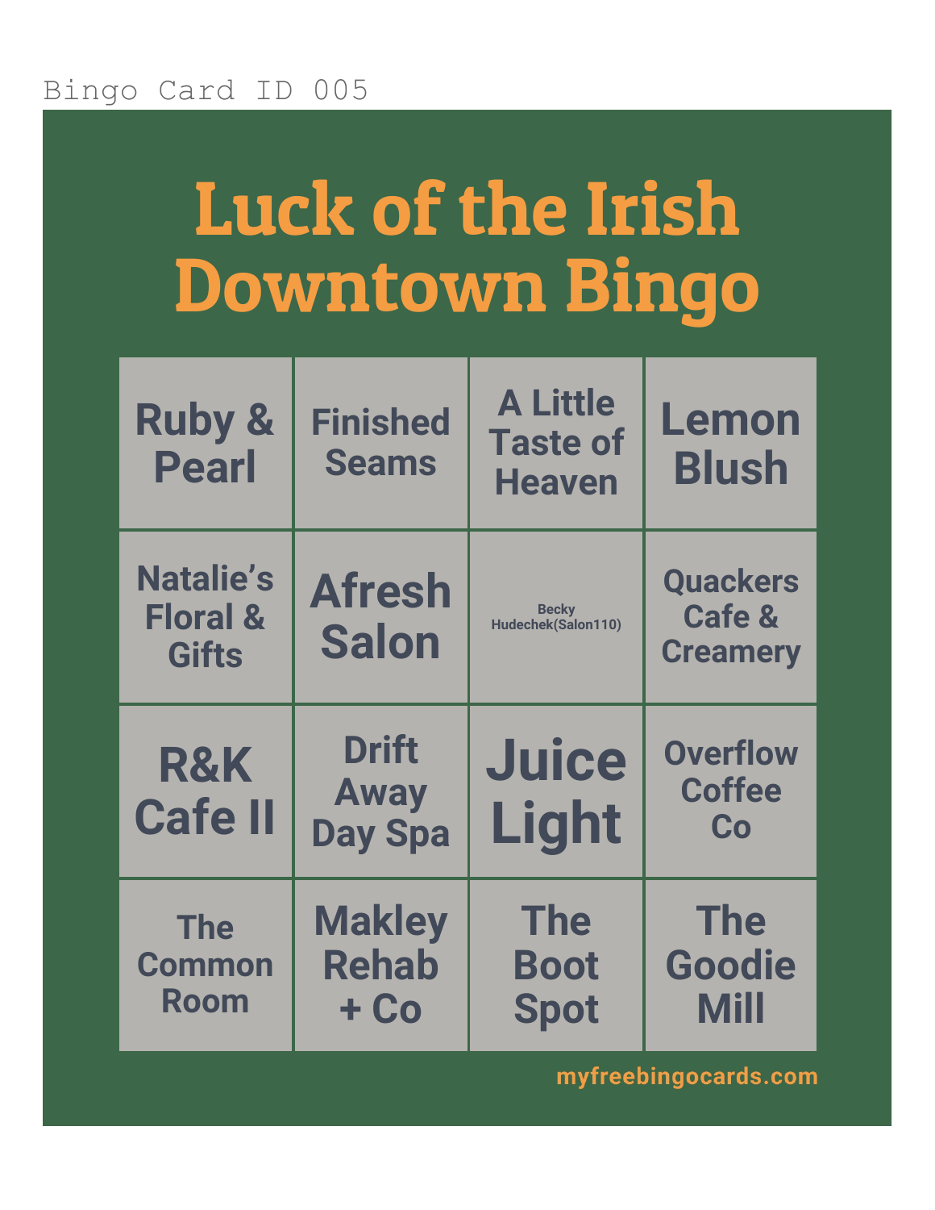Bingo Card ID 005

# Luck of the Irish Downtown Bingo

| | | | |
|---|---|---|---|
| Ruby & Pearl | Finished Seams | A Little Taste of Heaven | Lemon Blush |
| Natalie's Floral & Gifts | Afresh Salon | Becky Hudechek(Salon110) | Quackers Cafe & Creamery |
| R&K Cafe II | Drift Away Day Spa | Juice Light | Overflow Coffee Co |
| The Common Room | Makley Rehab + Co | The Boot Spot | The Goodie Mill |

myfreebingocards.com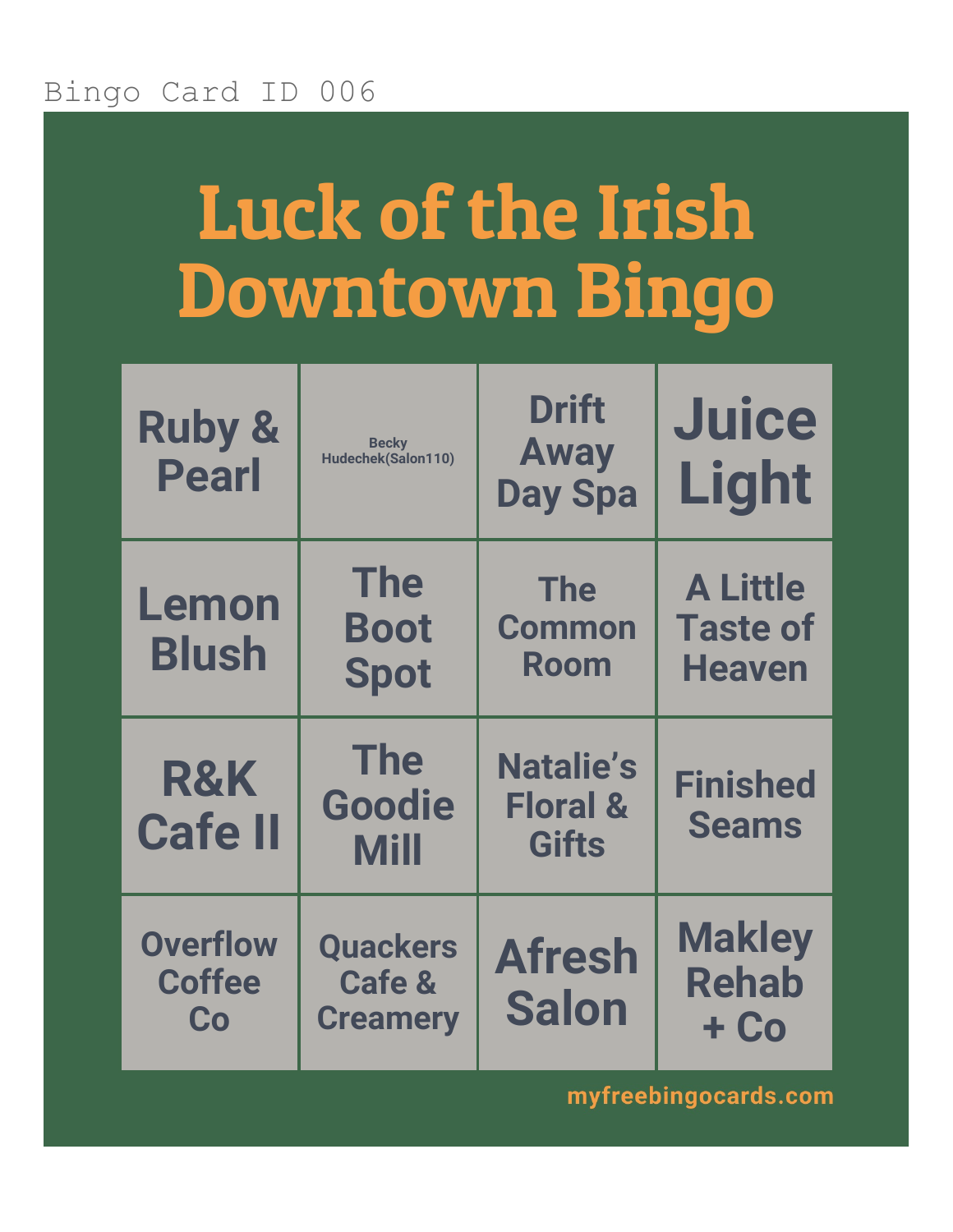Bingo Card ID 006

# Luck of the Irish Downtown Bingo

| | | | |
|---|---|---|---|
| Ruby & Pearl | Becky Hudechek(Salon110) | Drift Away Day Spa | Juice Light |
| Lemon Blush | The Boot Spot | The Common Room | A Little Taste of Heaven |
| R&K Cafe II | The Goodie Mill | Natalie's Floral & Gifts | Finished Seams |
| Overflow Coffee Co | Quackers Cafe & Creamery | Afresh Salon | Makley Rehab + Co |

myfreebingocards.com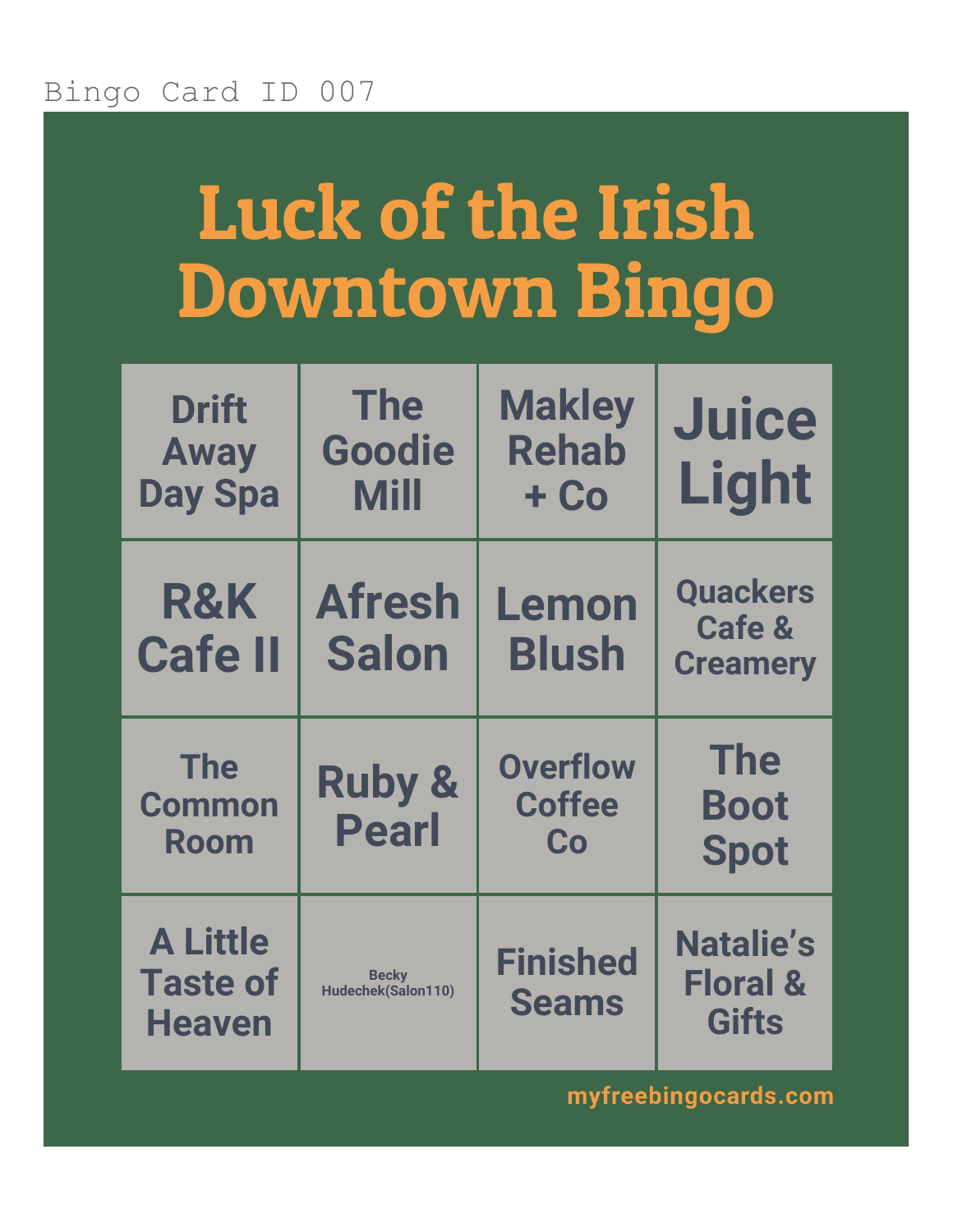Bingo Card ID 007

# Luck of the Irish Downtown Bingo

| | | | |
|---|---|---|---|
| Drift Away Day Spa | The Goodie Mill | Makley Rehab + Co | Juice Light |
| R&K Cafe II | Afresh Salon | Lemon Blush | Quackers Cafe & Creamery |
| The Common Room | Ruby & Pearl | Overflow Coffee Co | The Boot Spot |
| A Little Taste of Heaven | Becky Hudechek(Salon110) | Finished Seams | Natalie's Floral & Gifts |

myfreebingocards.com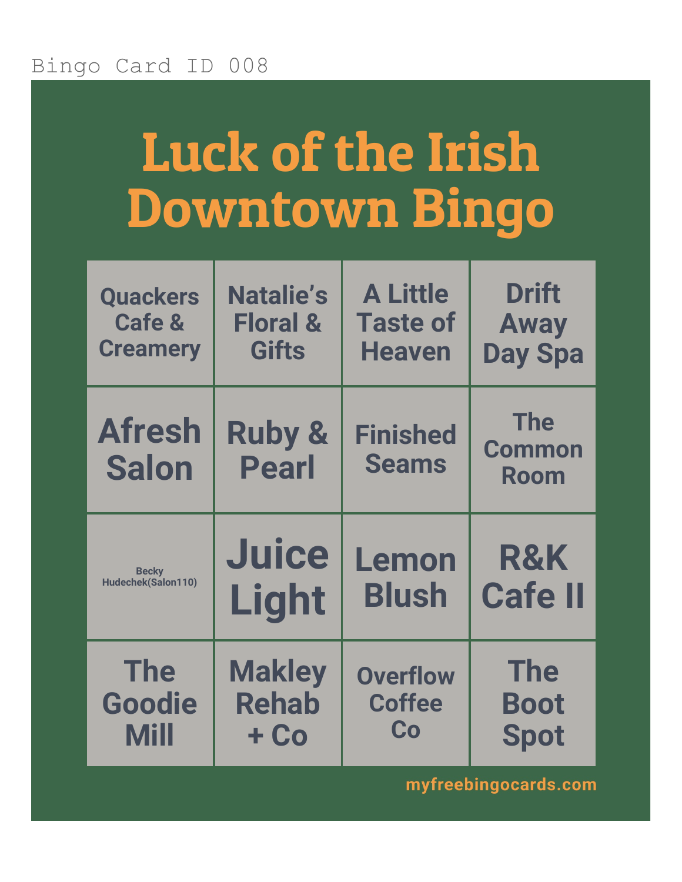Bingo Card ID 008

# Luck of the Irish Downtown Bingo

| | | | |
|---|---|---|---|
| Quackers Cafe & Creamery | Natalie’s Floral & Gifts | A Little Taste of Heaven | Drift Away Day Spa |
| Afresh Salon | Ruby & Pearl | Finished Seams | The Common Room |
| Becky Hudechek(Salon110) | Juice Light | Lemon Blush | R&K Cafe II |
| The Goodie Mill | Makley Rehab + Co | Overflow Coffee Co | The Boot Spot |

myfreebingocards.com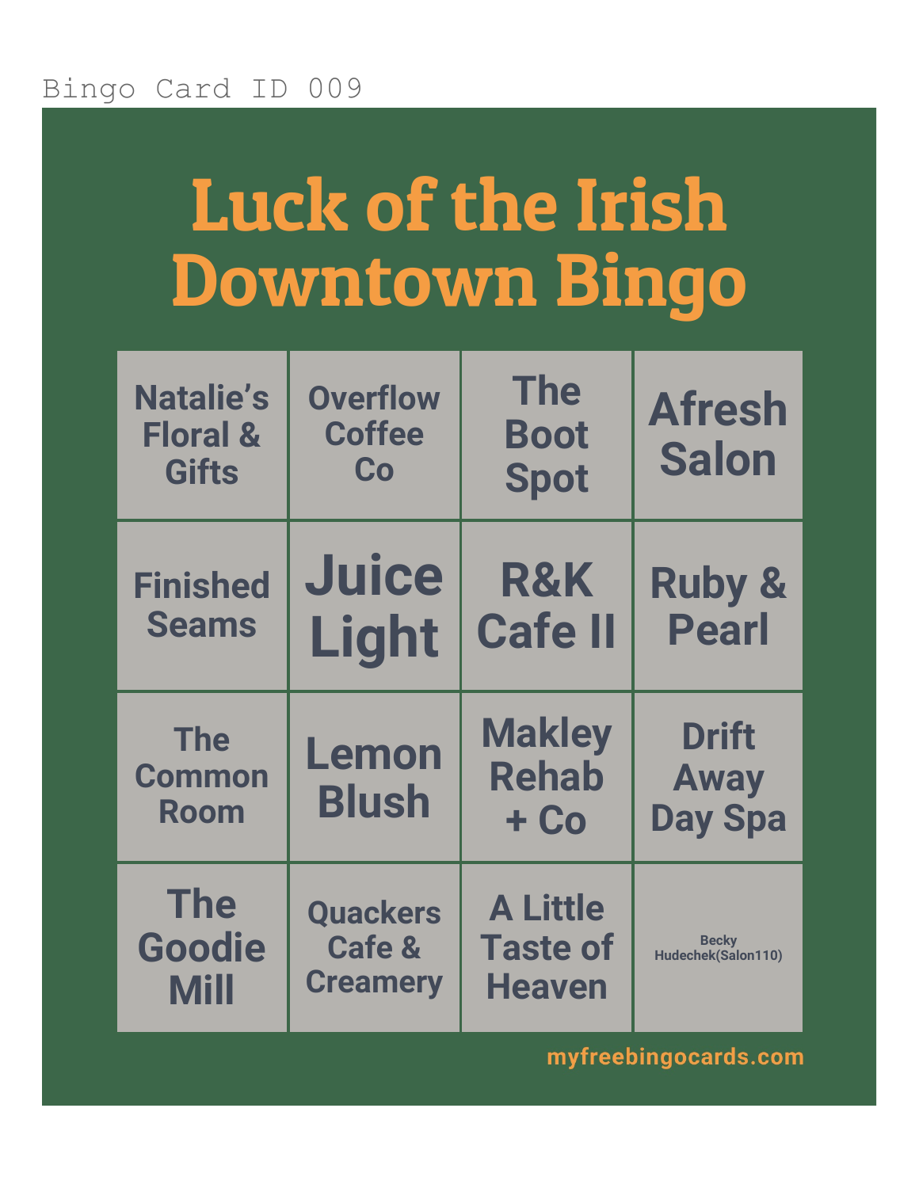Bingo Card ID 009

# Luck of the Irish Downtown Bingo

| | | | |
|---|---|---|---|
| Natalie's Floral & Gifts | Overflow Coffee Co | The Boot Spot | Afresh Salon |
| Finished Seams | Juice Light | R&K Cafe II | Ruby & Pearl |
| The Common Room | Lemon Blush | Makley Rehab + Co | Drift Away Day Spa |
| The Goodie Mill | Quackers Cafe & Creamery | A Little Taste of Heaven | Becky Hudechek(Salon110) |

myfreebingocards.com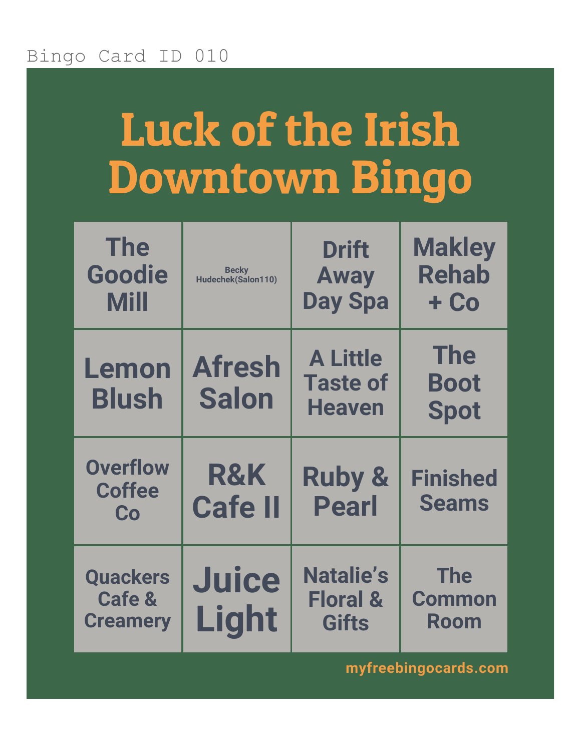Bingo Card ID 010

# Luck of the Irish Downtown Bingo

| | | | |
|---|---|---|---|
| The Goodie Mill | Becky Hudechek(Salon110) | Drift Away Day Spa | Makley Rehab + Co |
| Lemon Blush | Afresh Salon | A Little Taste of Heaven | The Boot Spot |
| Overflow Coffee Co | R&K Cafe II | Ruby & Pearl | Finished Seams |
| Quackers Cafe & Creamery | Juice Light | Natalie's Floral & Gifts | The Common Room |

myfreebingocards.com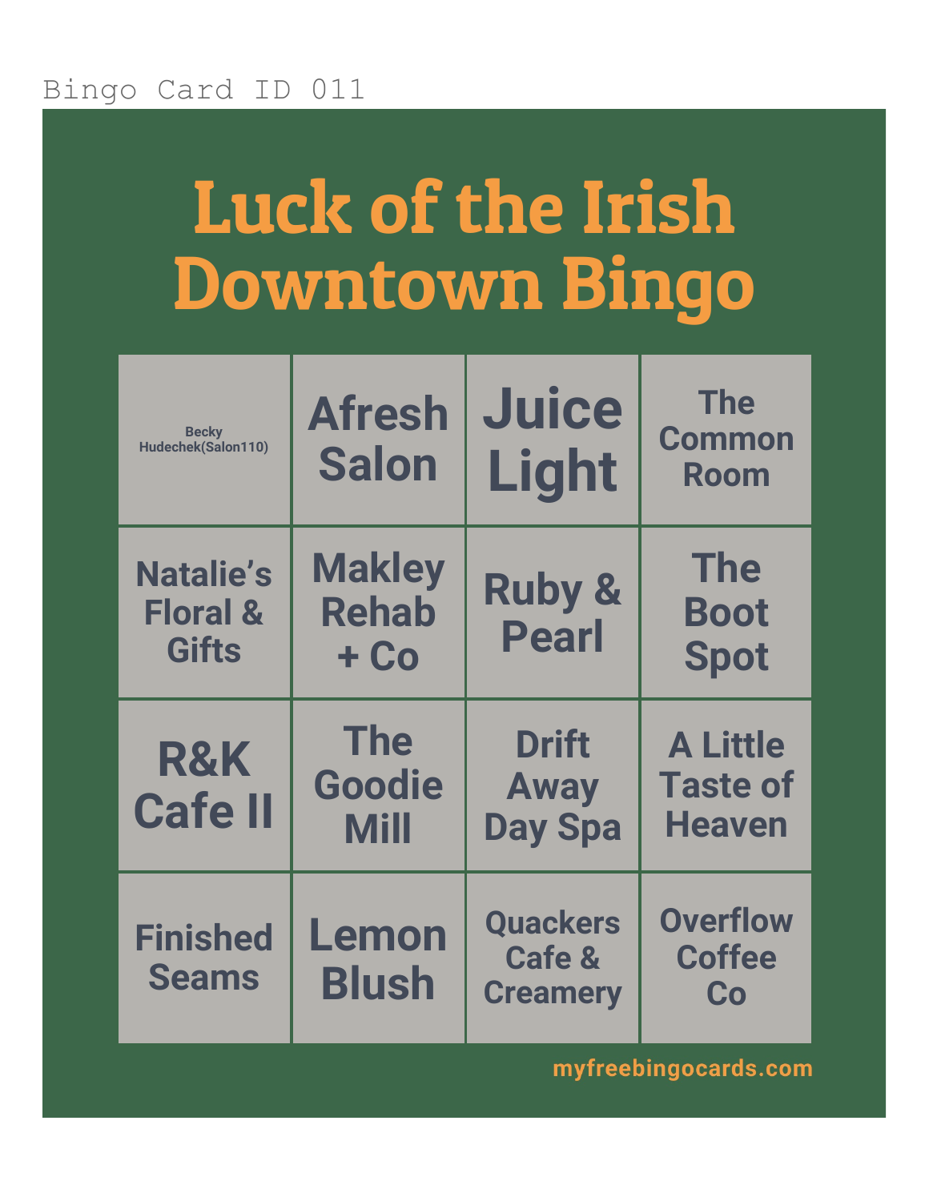Bingo Card ID 011

# Luck of the Irish Downtown Bingo

| | | | |
|---|---|---|---|
| Becky Hudechek(Salon110) | Afresh Salon | Juice Light | The Common Room |
| Natalie's Floral & Gifts | Makley Rehab + Co | Ruby & Pearl | The Boot Spot |
| R&K Cafe II | The Goodie Mill | Drift Away Day Spa | A Little Taste of Heaven |
| Finished Seams | Lemon Blush | Quackers Cafe & Creamery | Overflow Coffee Co |

myfreebingocards.com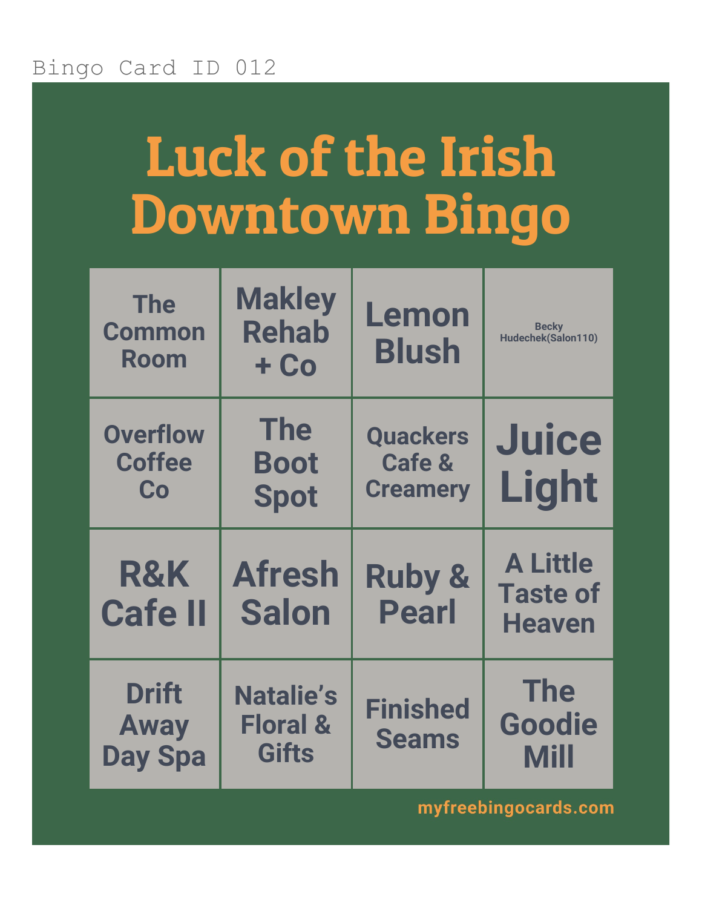Bingo Card ID 012

# Luck of the Irish Downtown Bingo

| | | | |
|---|---|---|---|
| The Common Room | Makley Rehab + Co | Lemon Blush | Becky Hudechek(Salon110) |
| Overflow Coffee Co | The Boot Spot | Quackers Cafe & Creamery | Juice Light |
| R&K Cafe II | Afresh Salon | Ruby & Pearl | A Little Taste of Heaven |
| Drift Away Day Spa | Natalie's Floral & Gifts | Finished Seams | The Goodie Mill |

myfreebingocards.com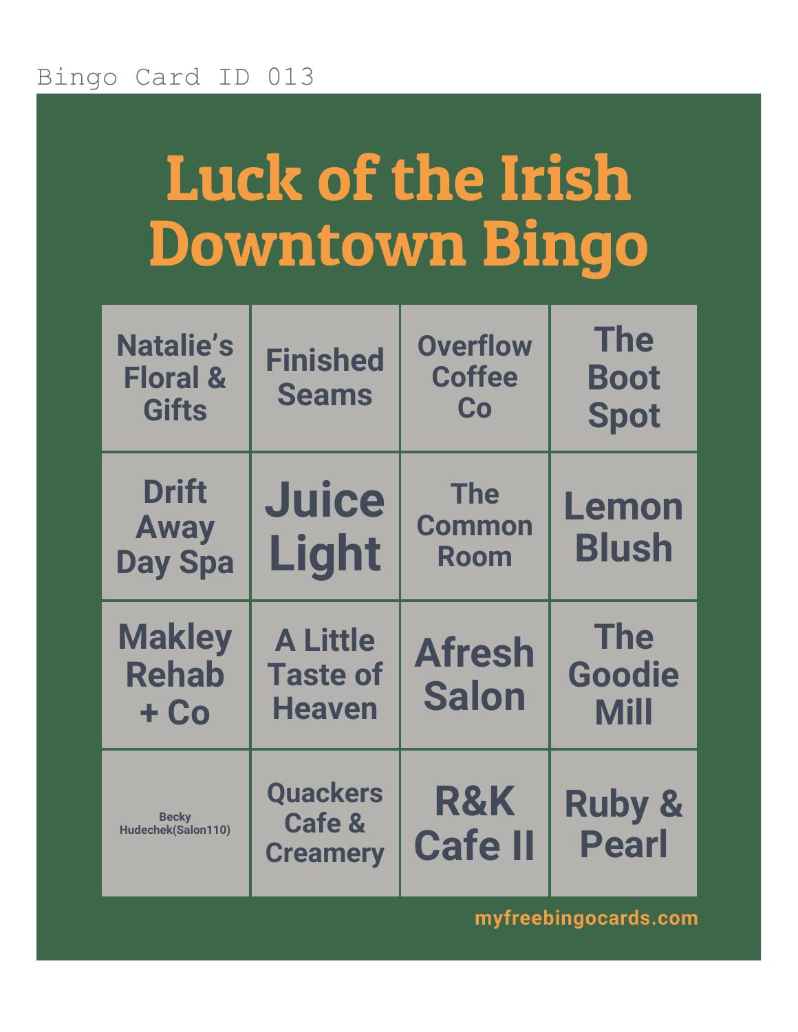Bingo Card ID 013

# Luck of the Irish Downtown Bingo

| | | | |
|---|---|---|---|
| Natalie’s Floral & Gifts | Finished Seams | Overflow Coffee Co | The Boot Spot |
| Drift Away Day Spa | Juice Light | The Common Room | Lemon Blush |
| Makley Rehab + Co | A Little Taste of Heaven | Afresh Salon | The Goodie Mill |
| Becky Hudechek(Salon110) | Quackers Cafe & Creamery | R&K Cafe II | Ruby & Pearl |

myfreebingocards.com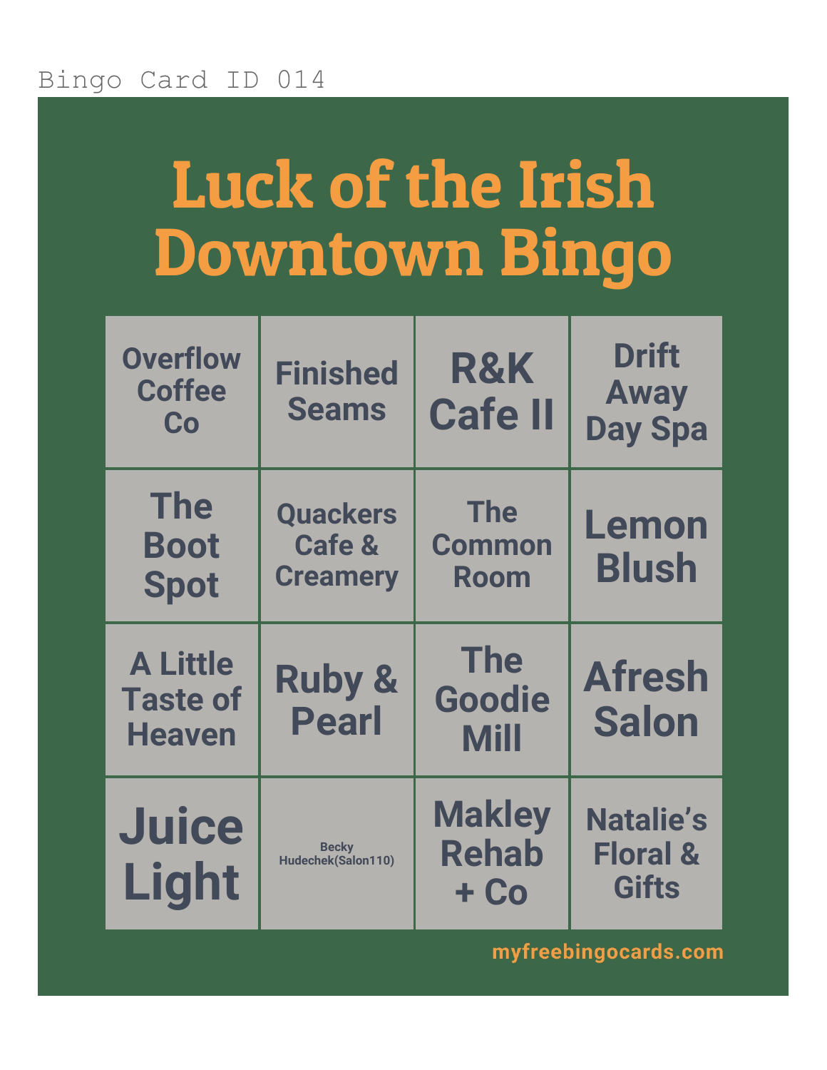Bingo Card ID 014

# Luck of the Irish Downtown Bingo

| | | | |
|---|---|---|---|
| Overflow Coffee Co | Finished Seams | R&K Cafe II | Drift Away Day Spa |
| The Boot Spot | Quackers Cafe & Creamery | The Common Room | Lemon Blush |
| A Little Taste of Heaven | Ruby & Pearl | The Goodie Mill | Afresh Salon |
| Juice Light | Becky Hudechek(Salon110) | Makley Rehab + Co | Natalie's Floral & Gifts |

myfreebingocards.com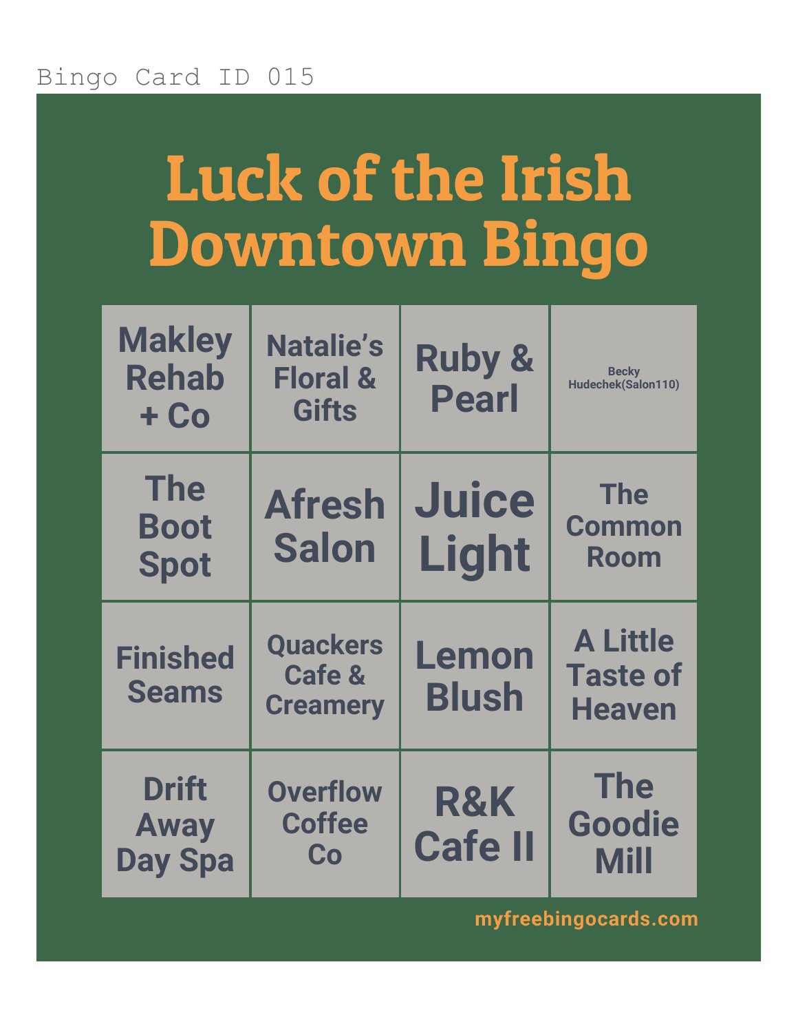Bingo Card ID 015

# Luck of the Irish Downtown Bingo

| | | | |
|---|---|---|---|
| Makley Rehab + Co | Natalie's Floral & Gifts | Ruby & Pearl | Becky Hudechek(Salon110) |
| The Boot Spot | Afresh Salon | Juice Light | The Common Room |
| Finished Seams | Quackers Cafe & Creamery | Lemon Blush | A Little Taste of Heaven |
| Drift Away Day Spa | Overflow Coffee Co | R&K Cafe II | The Goodie Mill |

myfreebingocards.com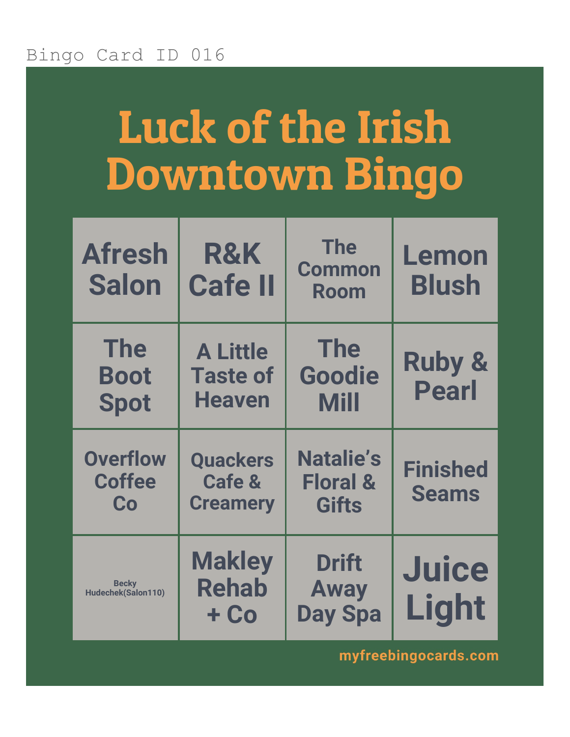Bingo Card ID 016

# Luck of the Irish Downtown Bingo

| | | | |
|---|---|---|---|
| Afresh Salon | R&K Cafe II | The Common Room | Lemon Blush |
| The Boot Spot | A Little Taste of Heaven | The Goodie Mill | Ruby & Pearl |
| Overflow Coffee Co | Quackers Cafe & Creamery | Natalie's Floral & Gifts | Finished Seams |
| Becky Hudechek(Salon110) | Makley Rehab + Co | Drift Away Day Spa | Juice Light |

myfreebingocards.com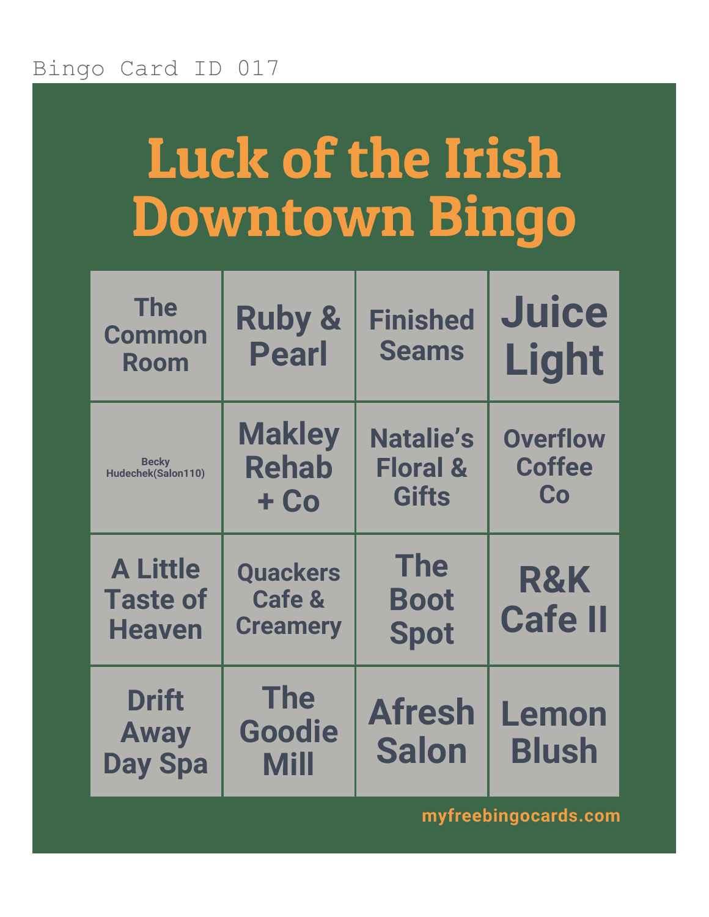Bingo Card ID 017

# Luck of the Irish Downtown Bingo

| | | | |
|---|---|---|---|
| The Common Room | Ruby & Pearl | Finished Seams | Juice Light |
| Becky Hudechek(Salon110) | Makley Rehab + Co | Natalie's Floral & Gifts | Overflow Coffee Co |
| A Little Taste of Heaven | Quackers Cafe & Creamery | The Boot Spot | R&K Cafe II |
| Drift Away Day Spa | The Goodie Mill | Afresh Salon | Lemon Blush |

myfreebingocards.com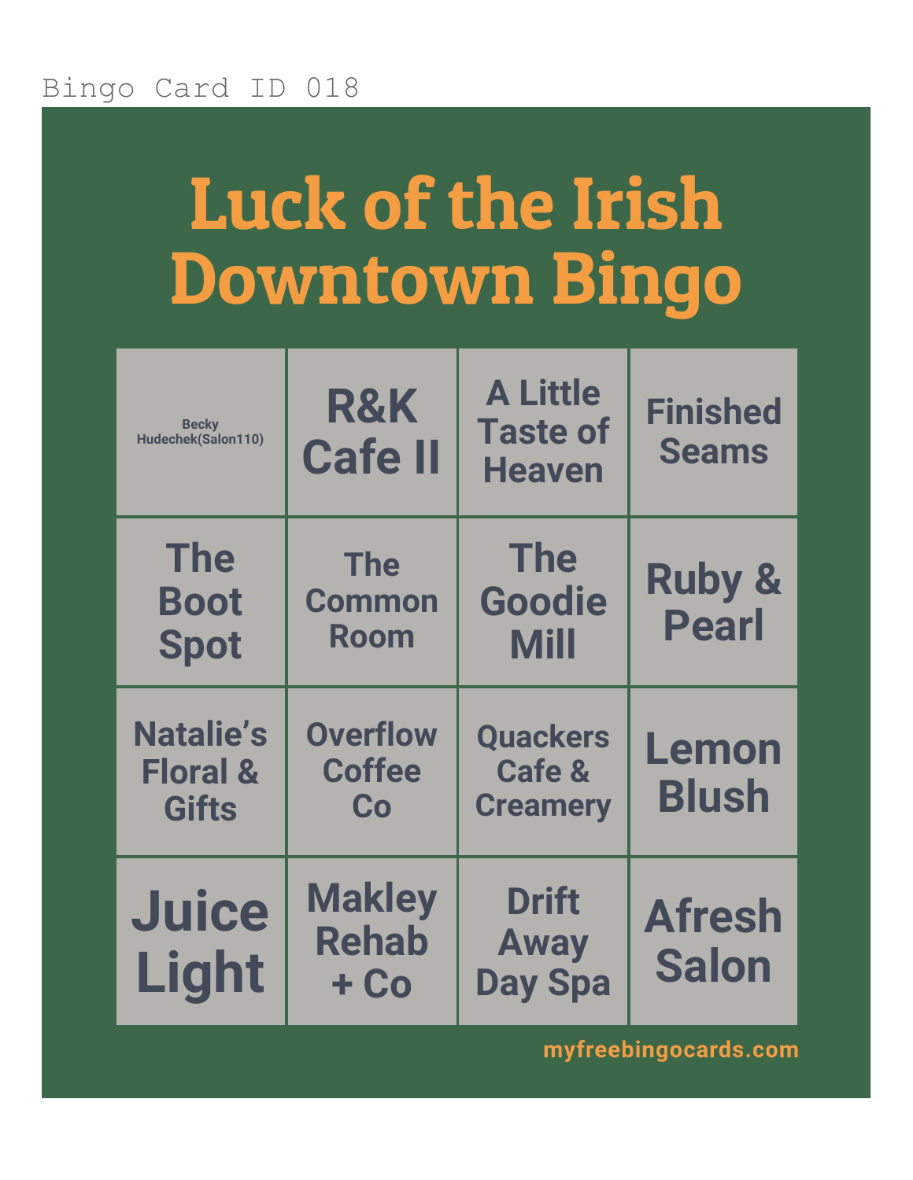Bingo Card ID 018

# Luck of the Irish Downtown Bingo

| | | | |
|---|---|---|---|
| Becky Hudechek(Salon110) | R&K Cafe II | A Little Taste of Heaven | Finished Seams |
| The Boot Spot | The Common Room | The Goodie Mill | Ruby & Pearl |
| Natalie’s Floral & Gifts | Overflow Coffee Co | Quackers Cafe & Creamery | Lemon Blush |
| Juice Light | Makley Rehab + Co | Drift Away Day Spa | Afresh Salon |

myfreebingocards.com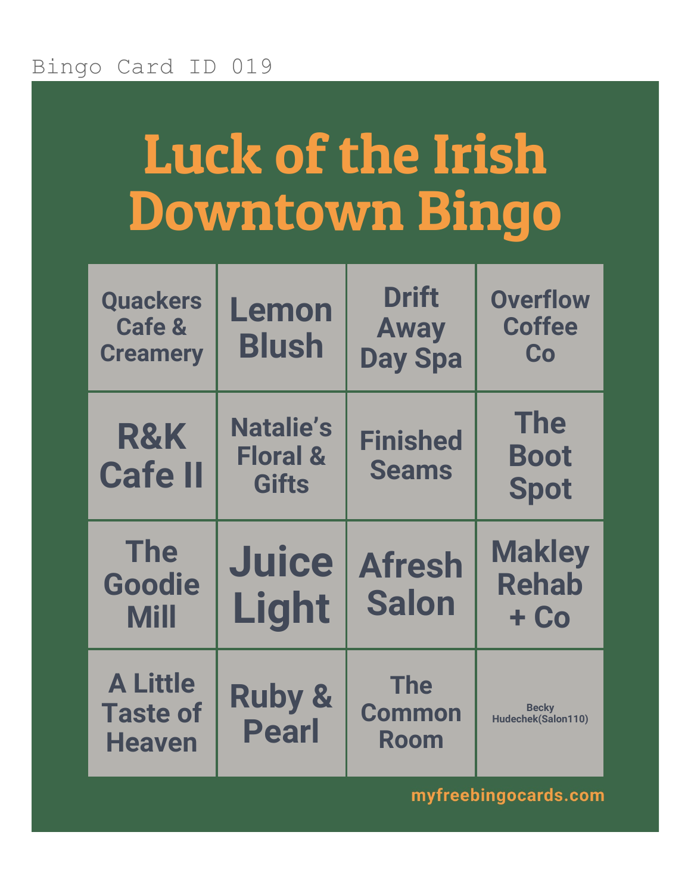Bingo Card ID 019

# Luck of the Irish Downtown Bingo

| | | | |
|---|---|---|---|
| Quackers Cafe & Creamery | Lemon Blush | Drift Away Day Spa | Overflow Coffee Co |
| R&K Cafe II | Natalie's Floral & Gifts | Finished Seams | The Boot Spot |
| The Goodie Mill | Juice Light | Afresh Salon | Makley Rehab + Co |
| A Little Taste of Heaven | Ruby & Pearl | The Common Room | Becky Hudechek(Salon110) |

myfreebingocards.com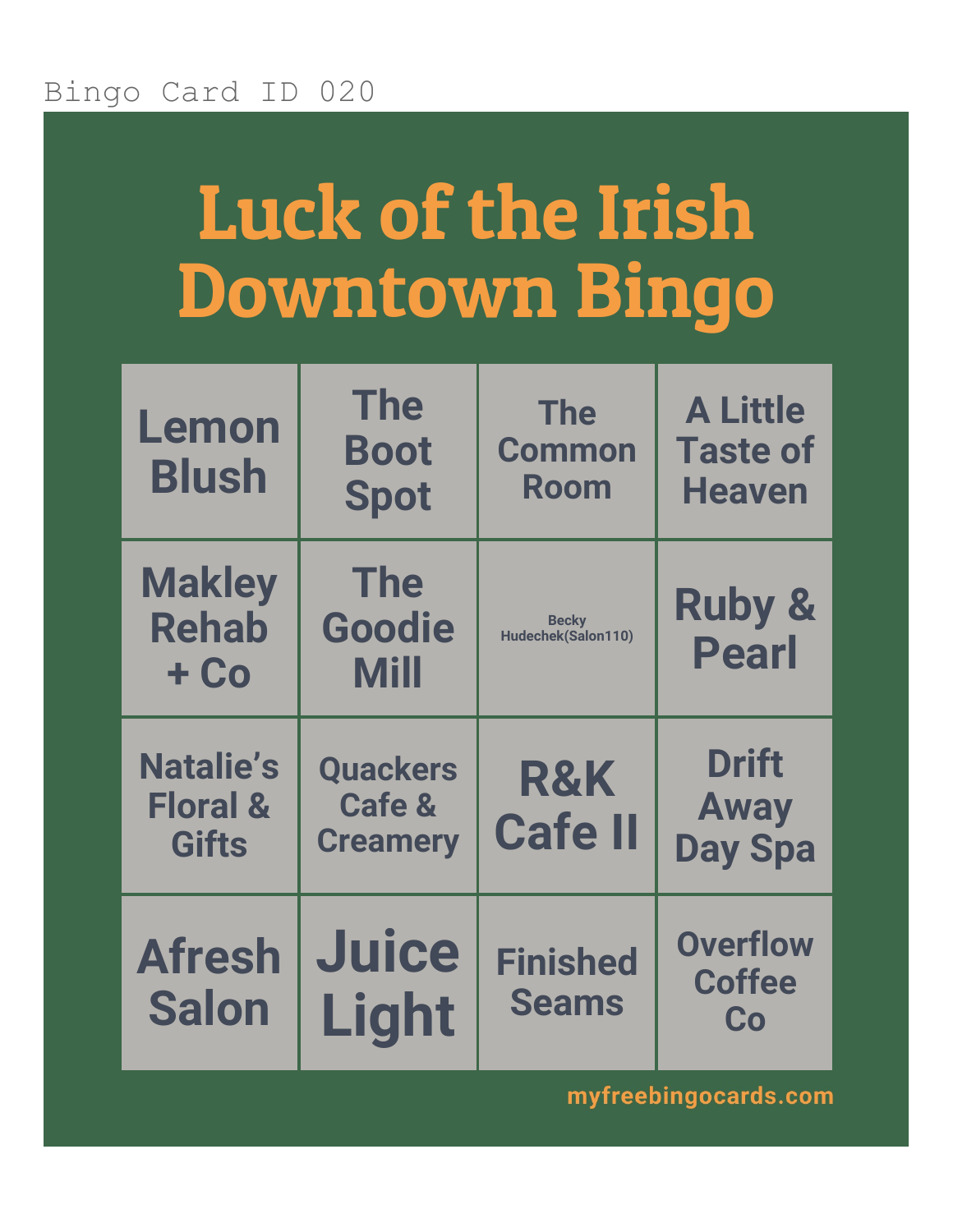Bingo Card ID 020

# Luck of the Irish Downtown Bingo

| | | | |
|---|---|---|---|
| Lemon Blush | The Boot Spot | The Common Room | A Little Taste of Heaven |
| Makley Rehab + Co | The Goodie Mill | Becky Hudechek(Salon110) | Ruby & Pearl |
| Natalie's Floral & Gifts | Quackers Cafe & Creamery | R&K Cafe II | Drift Away Day Spa |
| Afresh Salon | Juice Light | Finished Seams | Overflow Coffee Co |

myfreebingocards.com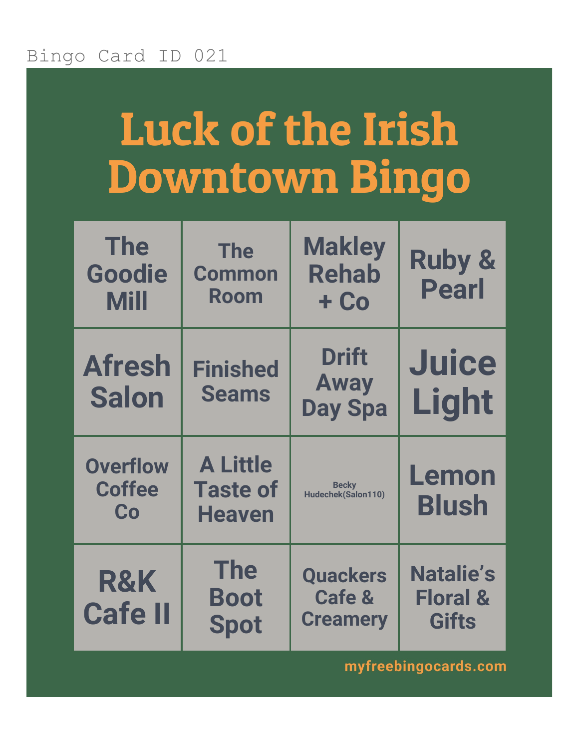Bingo Card ID 021

# Luck of the Irish Downtown Bingo

| | | | |
|---|---|---|---|
| The Goodie Mill | The Common Room | Makley Rehab + Co | Ruby & Pearl |
| Afresh Salon | Finished Seams | Drift Away Day Spa | Juice Light |
| Overflow Coffee Co | A Little Taste of Heaven | Becky Hudechek(Salon110) | Lemon Blush |
| R&K Cafe II | The Boot Spot | Quackers Cafe & Creamery | Natalie’s Floral & Gifts |

myfreebingocards.com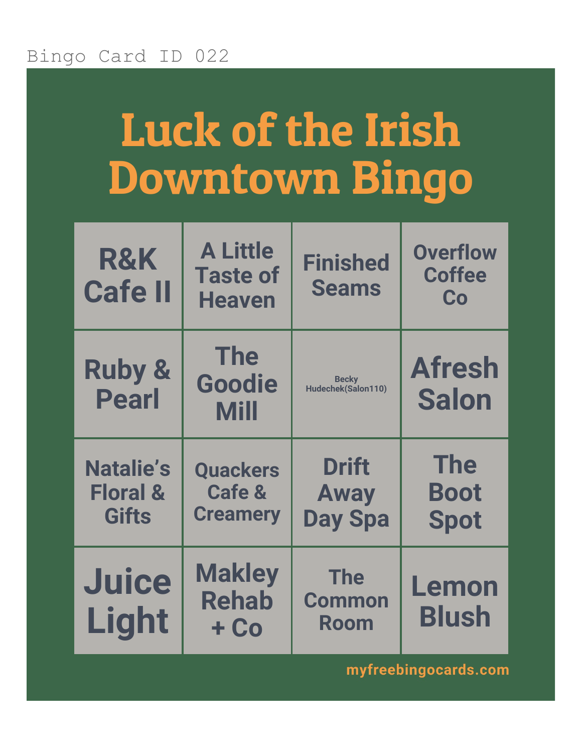Bingo Card ID 022

# Luck of the Irish Downtown Bingo

| | | | |
|---|---|---|---|
| R&K Cafe II | A Little Taste of Heaven | Finished Seams | Overflow Coffee Co |
| Ruby & Pearl | The Goodie Mill | Becky Hudechek(Salon110) | Afresh Salon |
| Natalie's Floral & Gifts | Quackers Cafe & Creamery | Drift Away Day Spa | The Boot Spot |
| Juice Light | Makley Rehab + Co | The Common Room | Lemon Blush |

myfreebingocards.com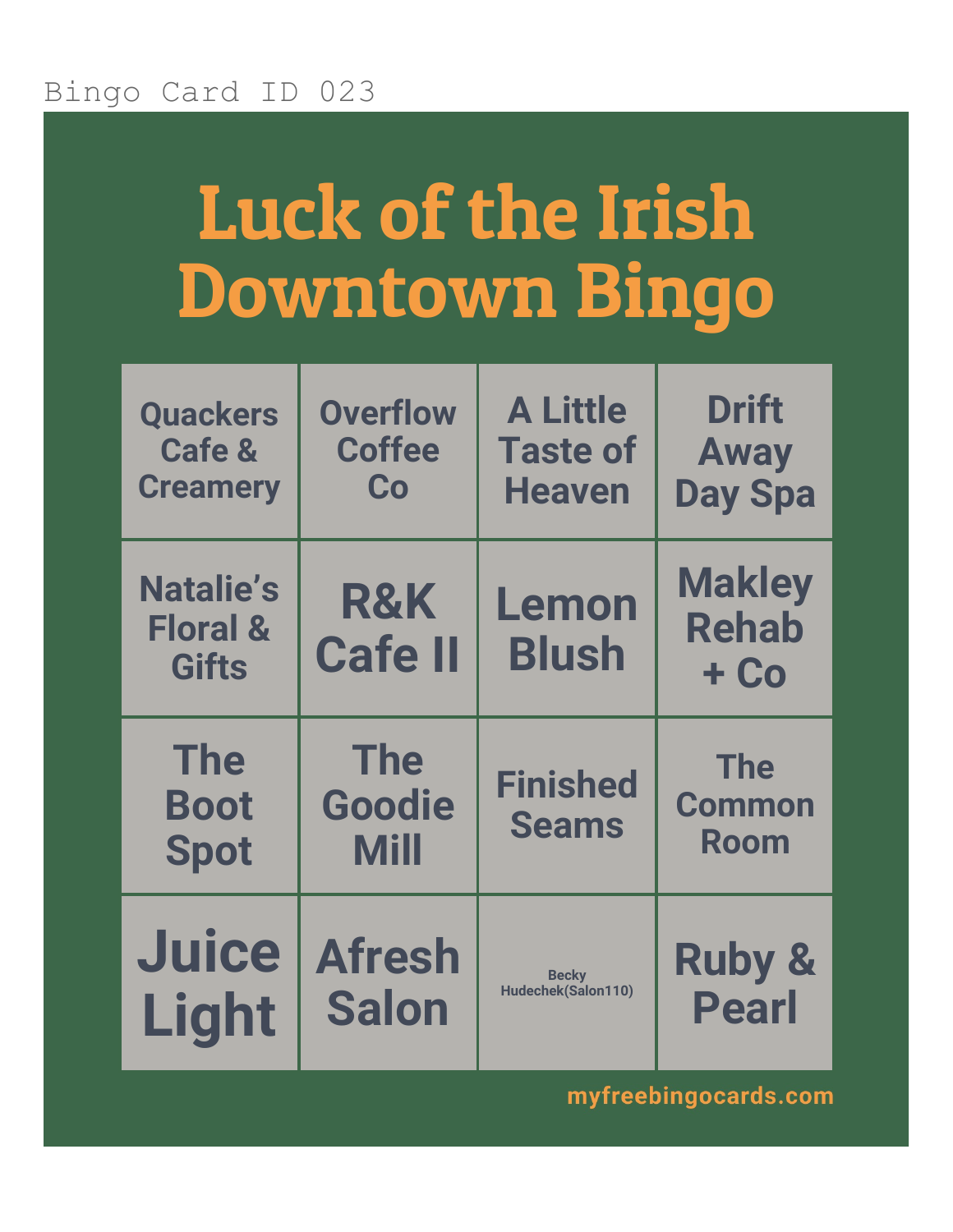Bingo Card ID 023

# Luck of the Irish Downtown Bingo

| | | | |
|---|---|---|---|
| Quackers Cafe & Creamery | Overflow Coffee Co | A Little Taste of Heaven | Drift Away Day Spa |
| Natalie's Floral & Gifts | R&K Cafe II | Lemon Blush | Makley Rehab + Co |
| The Boot Spot | The Goodie Mill | Finished Seams | The Common Room |
| Juice Light | Afresh Salon | Becky Hudechek(Salon110) | Ruby & Pearl |

myfreebingocards.com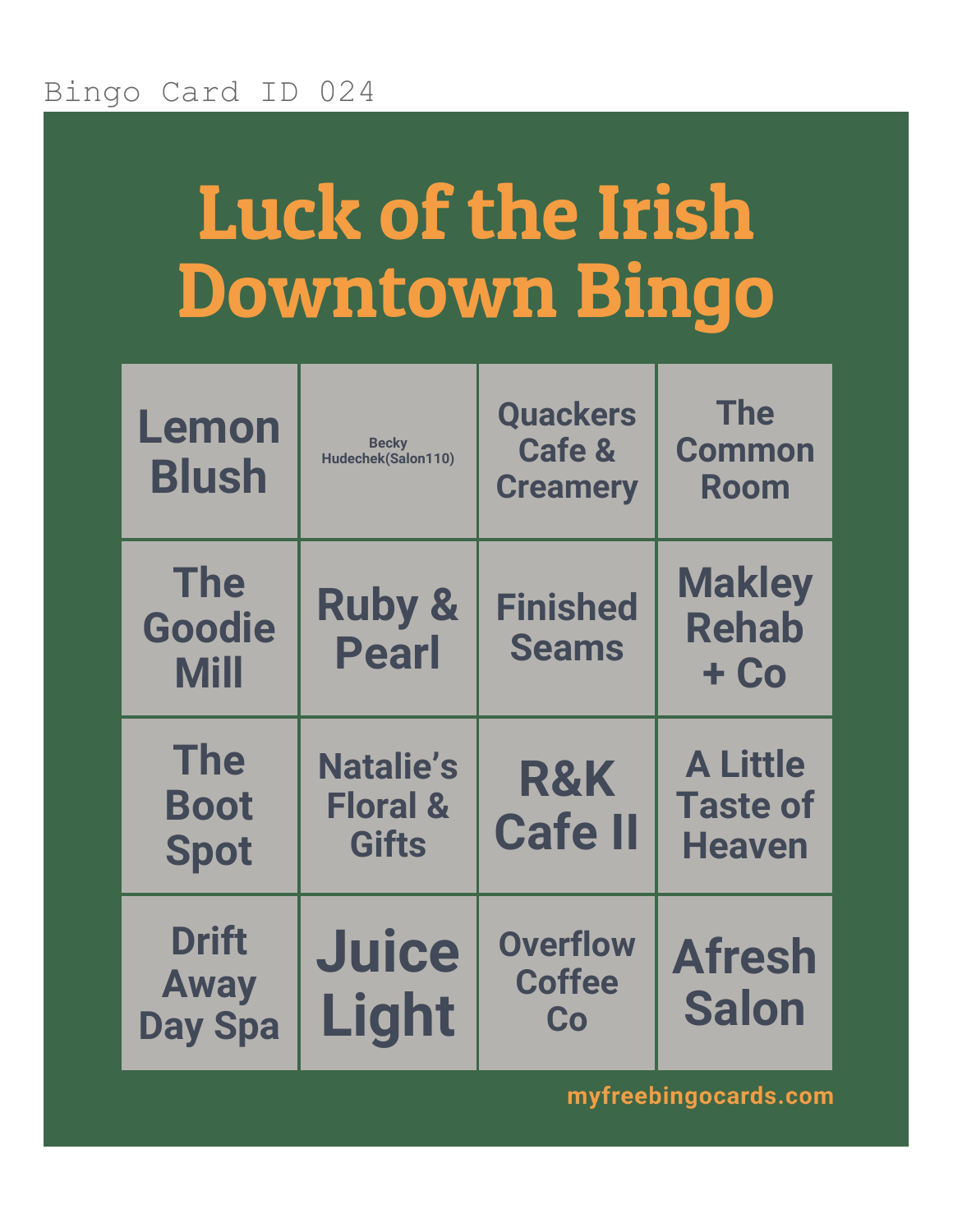Bingo Card ID 024

# Luck of the Irish Downtown Bingo

| | | | |
|---|---|---|---|
| Lemon Blush | Becky Hudechek(Salon110) | Quackers Cafe & Creamery | The Common Room |
| The Goodie Mill | Ruby & Pearl | Finished Seams | Makley Rehab + Co |
| The Boot Spot | Natalie's Floral & Gifts | R&K Cafe II | A Little Taste of Heaven |
| Drift Away Day Spa | Juice Light | Overflow Coffee Co | Afresh Salon |

myfreebingocards.com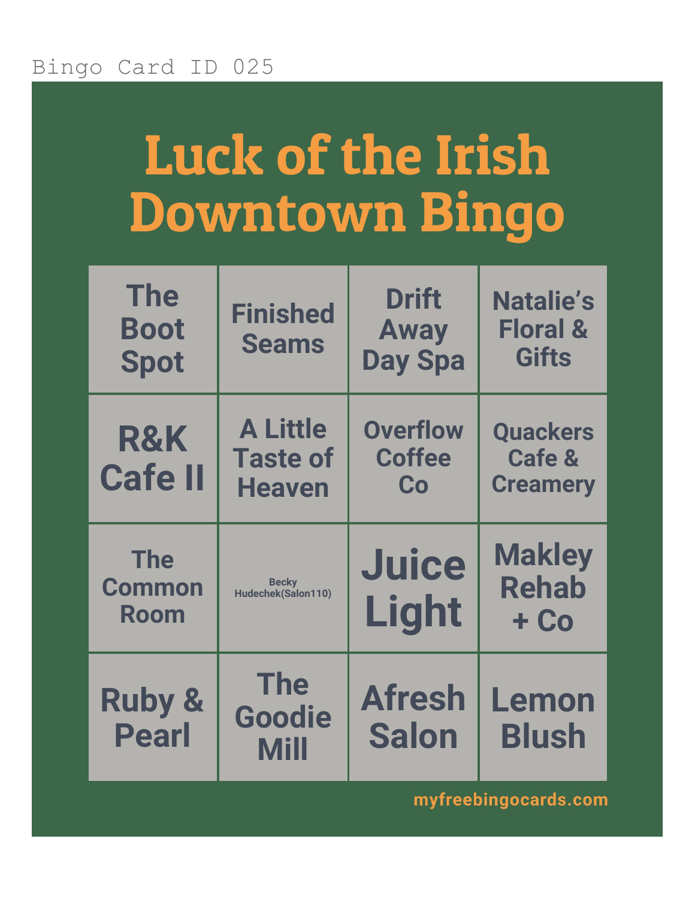Bingo Card ID 025

# Luck of the Irish Downtown Bingo

| | | | |
|---|---|---|---|
| The Boot Spot | Finished Seams | Drift Away Day Spa | Natalie’s Floral & Gifts |
| R&K Cafe II | A Little Taste of Heaven | Overflow Coffee Co | Quackers Cafe & Creamery |
| The Common Room | Becky Hudechek(Salon110) | Juice Light | Makley Rehab + Co |
| Ruby & Pearl | The Goodie Mill | Afresh Salon | Lemon Blush |

myfreebingocards.com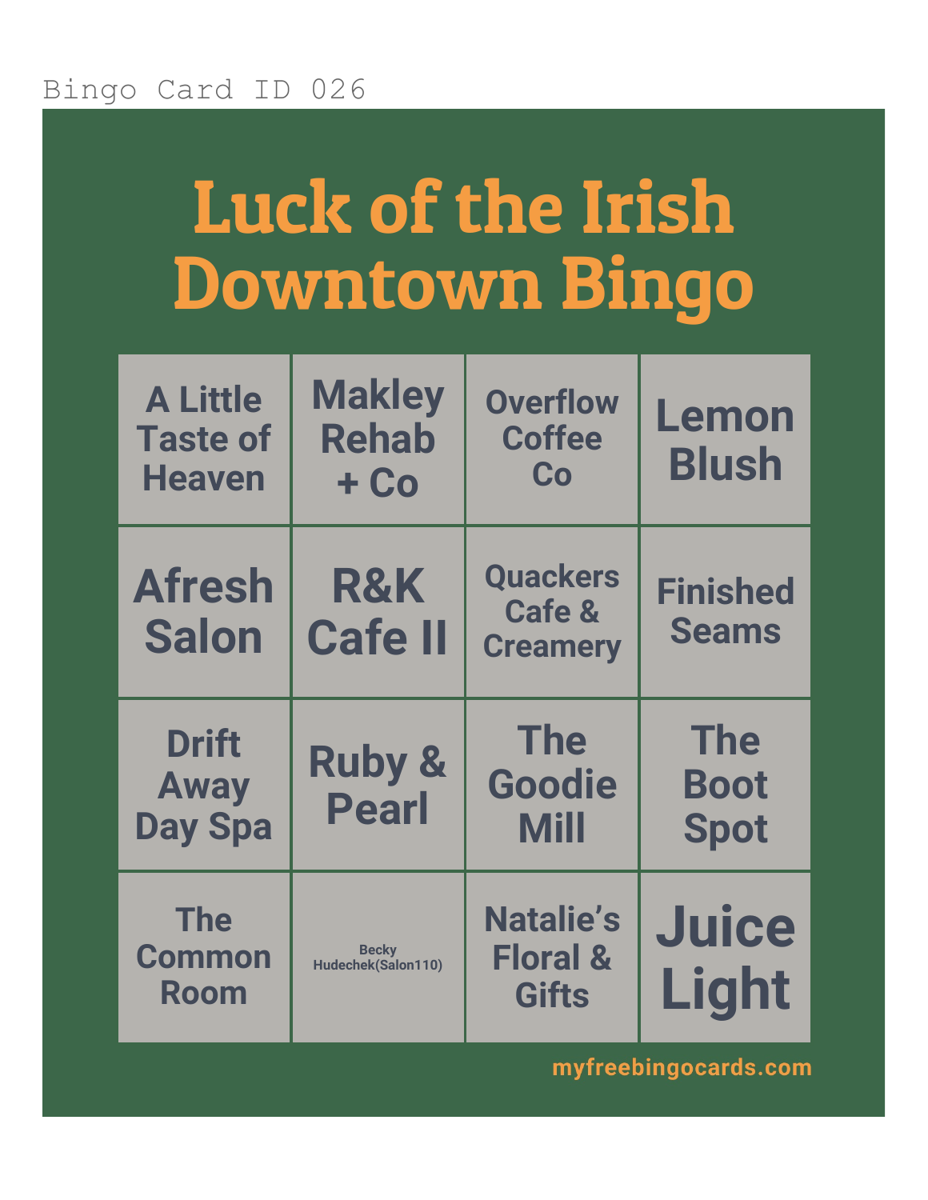Bingo Card ID 026

# Luck of the Irish Downtown Bingo

| | | | |
|---|---|---|---|
| A Little Taste of Heaven | Makley Rehab + Co | Overflow Coffee Co | Lemon Blush |
| Afresh Salon | R&K Cafe II | Quackers Cafe & Creamery | Finished Seams |
| Drift Away Day Spa | Ruby & Pearl | The Goodie Mill | The Boot Spot |
| The Common Room | Becky Hudechek(Salon110) | Natalie's Floral & Gifts | Juice Light |

myfreebingocards.com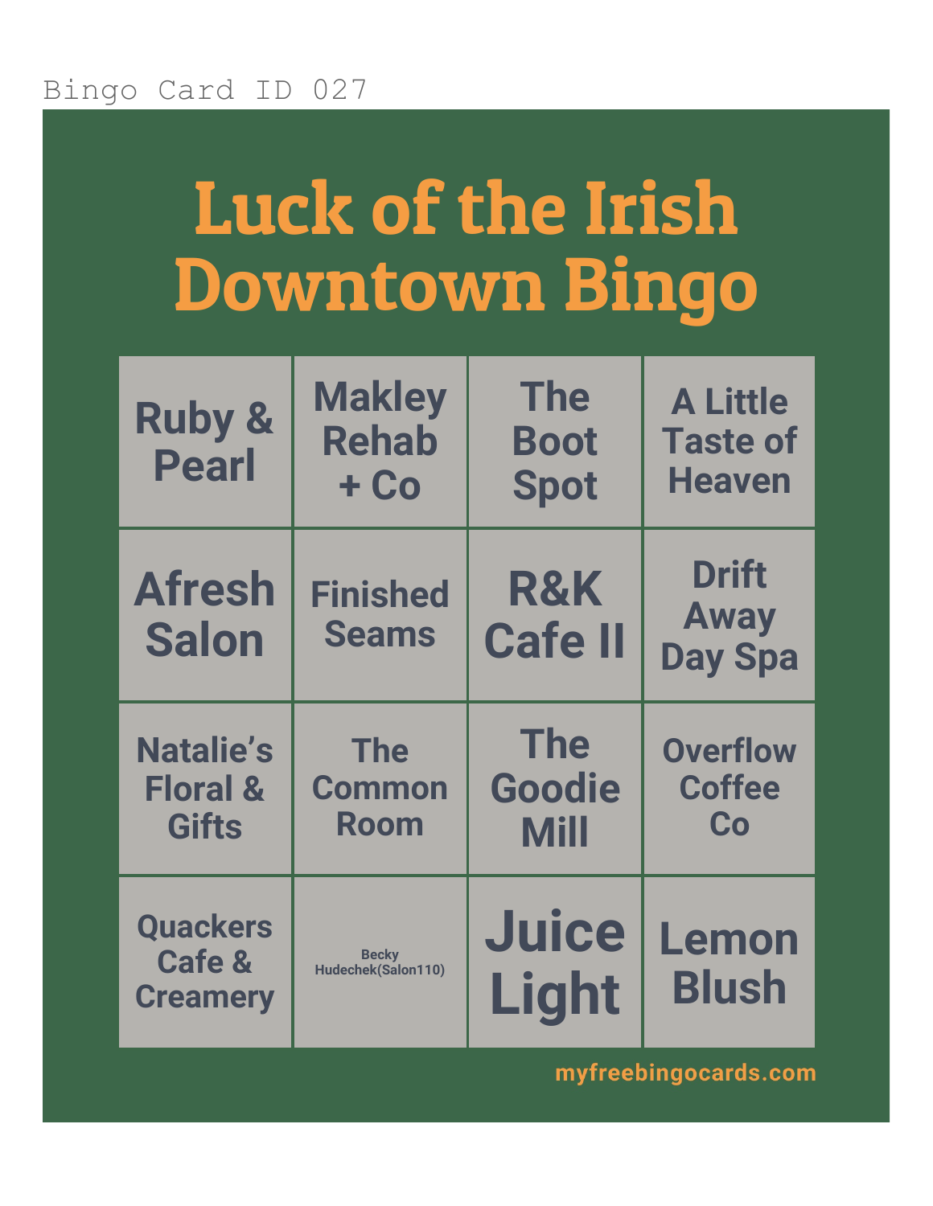Bingo Card ID 027

# Luck of the Irish Downtown Bingo

| | | | |
|---|---|---|---|
| Ruby & Pearl | Makley Rehab + Co | The Boot Spot | A Little Taste of Heaven |
| Afresh Salon | Finished Seams | R&K Cafe II | Drift Away Day Spa |
| Natalie's Floral & Gifts | The Common Room | The Goodie Mill | Overflow Coffee Co |
| Quackers Cafe & Creamery | Becky Hudechek(Salon110) | Juice Light | Lemon Blush |

myfreebingocards.com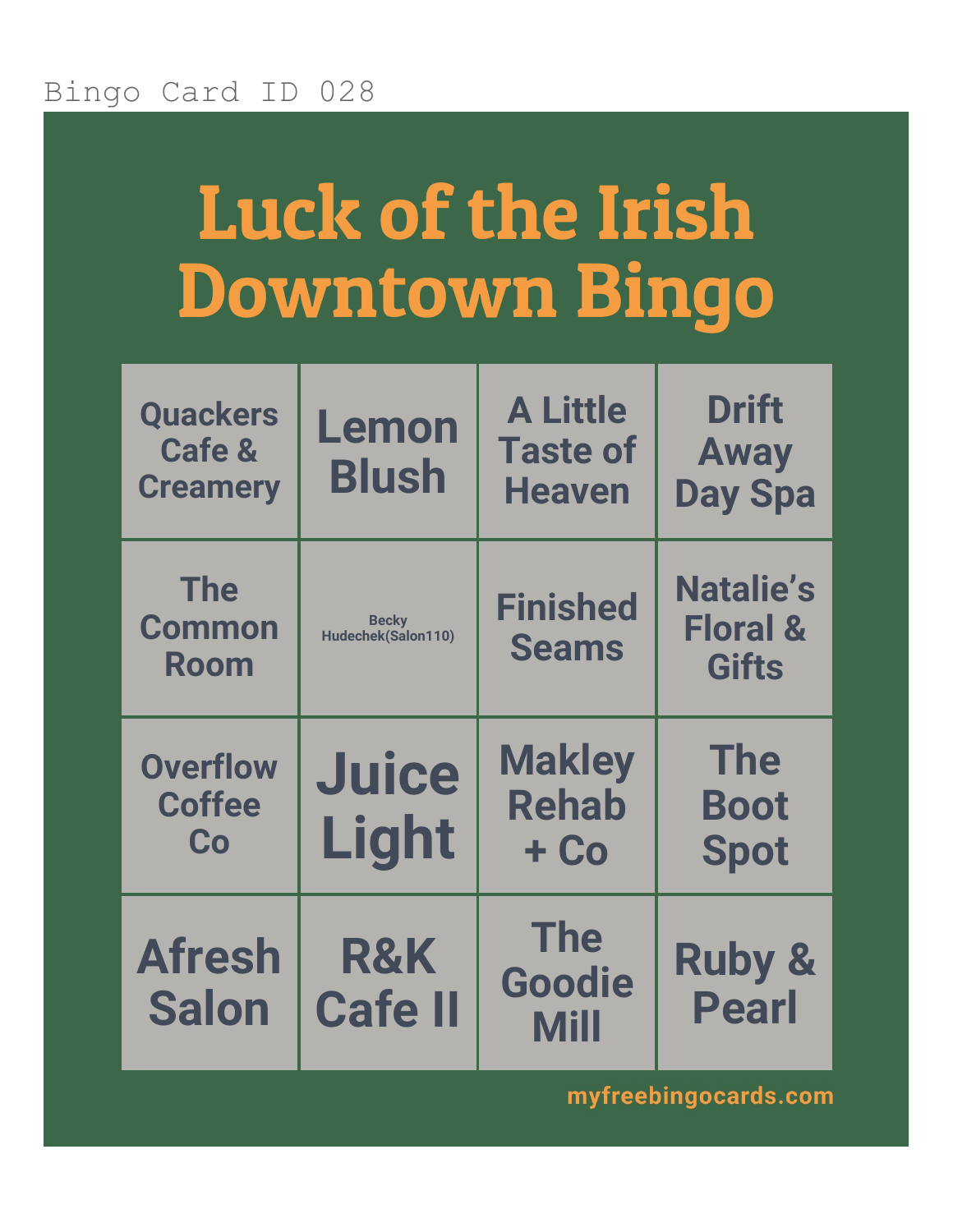Bingo Card ID 028

# Luck of the Irish Downtown Bingo

| | | | |
|---|---|---|---|
| Quackers Cafe & Creamery | Lemon Blush | A Little Taste of Heaven | Drift Away Day Spa |
| The Common Room | Becky Hudechek(Salon110) | Finished Seams | Natalie's Floral & Gifts |
| Overflow Coffee Co | Juice Light | Makley Rehab + Co | The Boot Spot |
| Afresh Salon | R&K Cafe II | The Goodie Mill | Ruby & Pearl |

myfreebingocards.com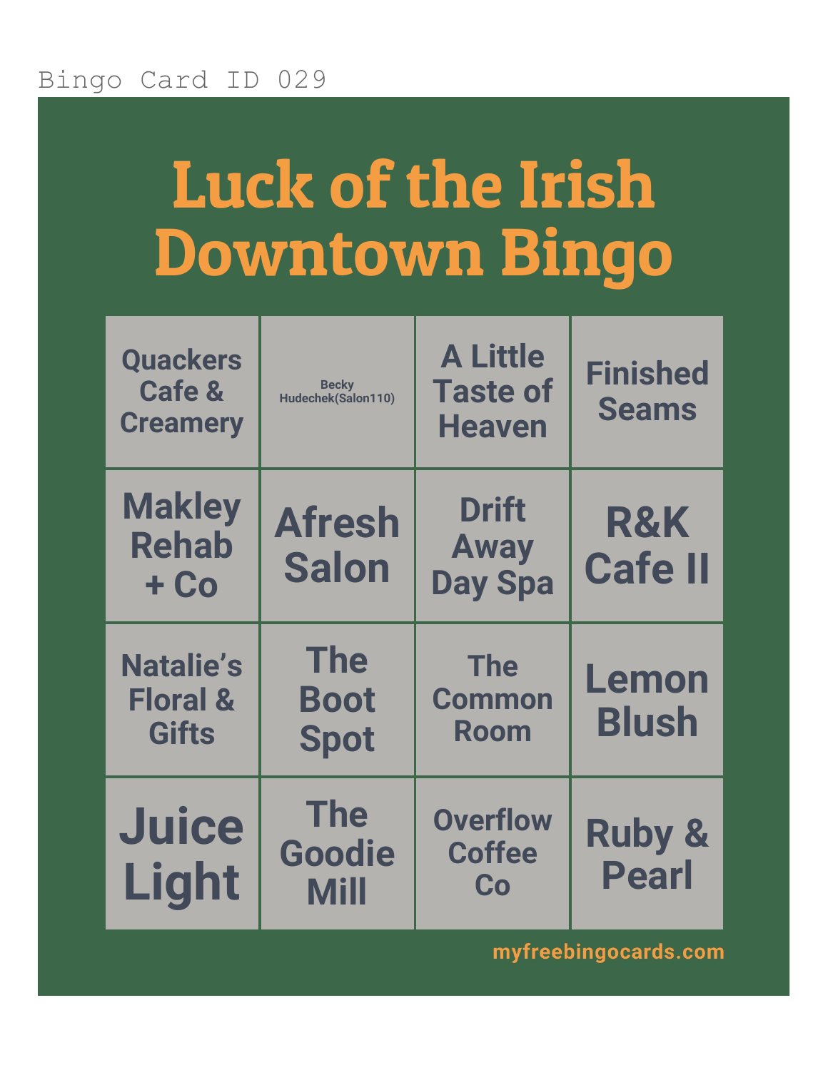Bingo Card ID 029

# Luck of the Irish Downtown Bingo

| | | | |
|---|---|---|---|
| Quackers Cafe & Creamery | Becky Hudechek(Salon110) | A Little Taste of Heaven | Finished Seams |
| Makley Rehab + Co | Afresh Salon | Drift Away Day Spa | R&K Cafe II |
| Natalie's Floral & Gifts | The Boot Spot | The Common Room | Lemon Blush |
| Juice Light | The Goodie Mill | Overflow Coffee Co | Ruby & Pearl |

myfreebingocards.com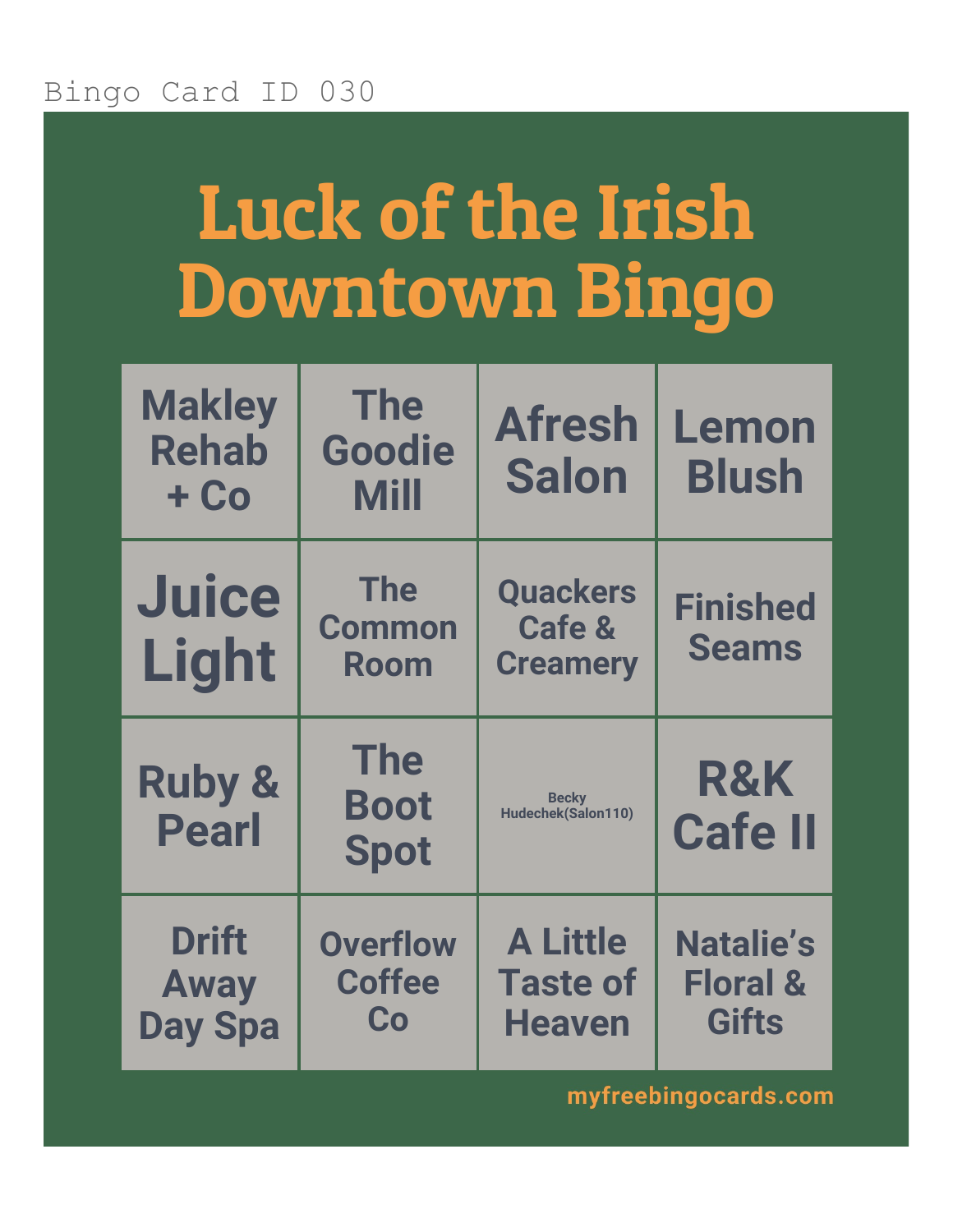Bingo Card ID 030

# Luck of the Irish Downtown Bingo

| | | | |
|---|---|---|---|
| Makley Rehab + Co | The Goodie Mill | Afresh Salon | Lemon Blush |
| Juice Light | The Common Room | Quackers Cafe & Creamery | Finished Seams |
| Ruby & Pearl | The Boot Spot | Becky Hudechek(Salon110) | R&K Cafe II |
| Drift Away Day Spa | Overflow Coffee Co | A Little Taste of Heaven | Natalie's Floral & Gifts |

myfreebingocards.com